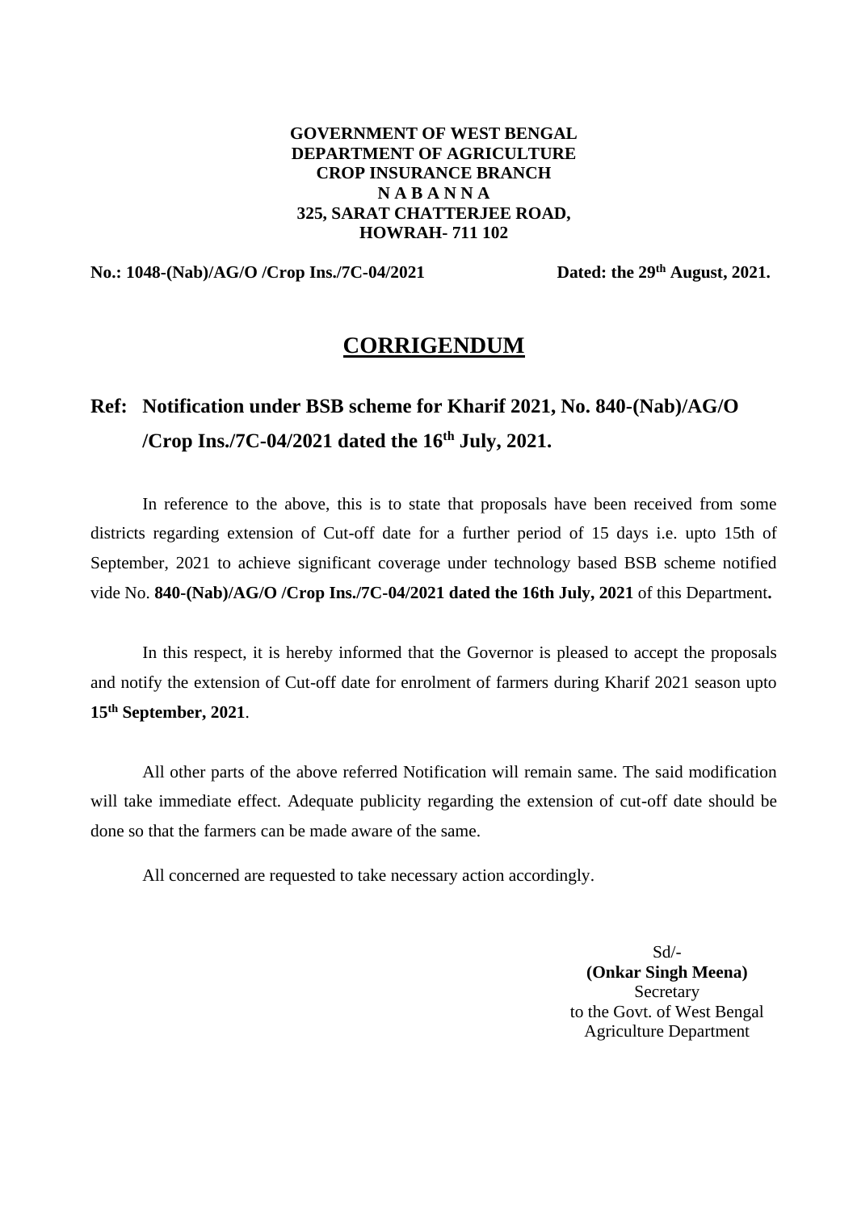**GOVERNMENT OF WEST BENGAL**
**DEPARTMENT OF AGRICULTURE**
**CROP INSURANCE BRANCH**
**N A B A N N A**
**325, SARAT CHATTERJEE ROAD,**
**HOWRAH- 711 102**

**No.: 1048-(Nab)/AG/O /Crop Ins./7C-04/2021** **Dated: the 29th August, 2021.**

# CORRIGENDUM

## Ref: Notification under BSB scheme for Kharif 2021, No. 840-(Nab)/AG/O /Crop Ins./7C-04/2021 dated the 16th July, 2021.

In reference to the above, this is to state that proposals have been received from some districts regarding extension of Cut-off date for a further period of 15 days i.e. upto 15th of September, 2021 to achieve significant coverage under technology based BSB scheme notified vide No. **840-(Nab)/AG/O /Crop Ins./7C-04/2021 dated the 16th July, 2021** of this Department**.**

In this respect, it is hereby informed that the Governor is pleased to accept the proposals and notify the extension of Cut-off date for enrolment of farmers during Kharif 2021 season upto **15th September, 2021**.

All other parts of the above referred Notification will remain same. The said modification will take immediate effect. Adequate publicity regarding the extension of cut-off date should be done so that the farmers can be made aware of the same.

All concerned are requested to take necessary action accordingly.

Sd/-
**(Onkar Singh Meena)**
Secretary
to the Govt. of West Bengal
Agriculture Department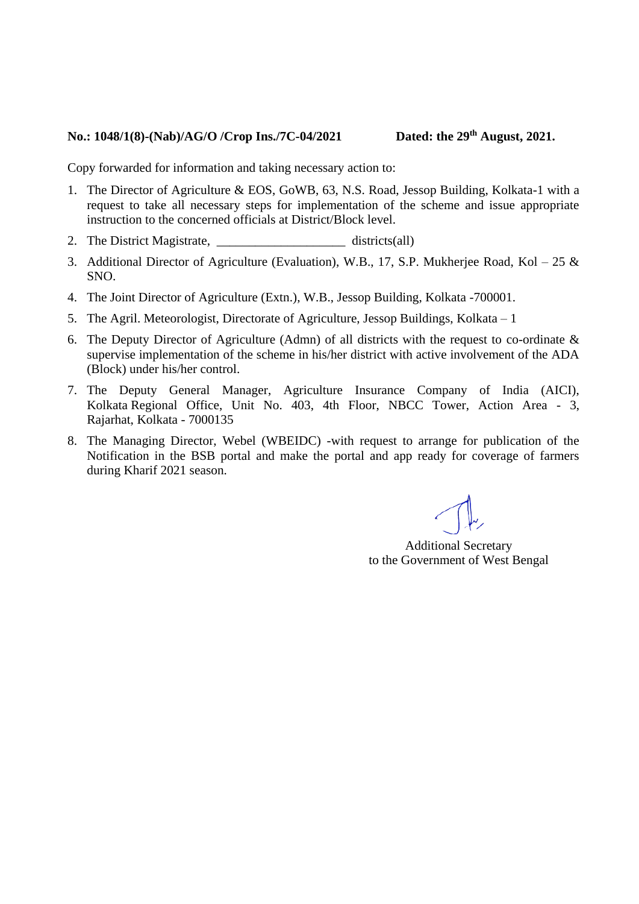**No.: 1048/1(8)-(Nab)/AG/O /Crop Ins./7C-04/2021** **Dated: the 29th August, 2021.**

Copy forwarded for information and taking necessary action to:

1. The Director of Agriculture & EOS, GoWB, 63, N.S. Road, Jessop Building, Kolkata-1 with a request to take all necessary steps for implementation of the scheme and issue appropriate instruction to the concerned officials at District/Block level.
2. The District Magistrate, ____________________ districts(all)
3. Additional Director of Agriculture (Evaluation), W.B., 17, S.P. Mukherjee Road, Kol – 25 & SNO.
4. The Joint Director of Agriculture (Extn.), W.B., Jessop Building, Kolkata -700001.
5. The Agril. Meteorologist, Directorate of Agriculture, Jessop Buildings, Kolkata – 1
6. The Deputy Director of Agriculture (Admn) of all districts with the request to co-ordinate & supervise implementation of the scheme in his/her district with active involvement of the ADA (Block) under his/her control.
7. The Deputy General Manager, Agriculture Insurance Company of India (AICI), Kolkata Regional Office, Unit No. 403, 4th Floor, NBCC Tower, Action Area - 3, Rajarhat, Kolkata - 7000135
8. The Managing Director, Webel (WBEIDC) -with request to arrange for publication of the Notification in the BSB portal and make the portal and app ready for coverage of farmers during Kharif 2021 season.

Additional Secretary
to the Government of West Bengal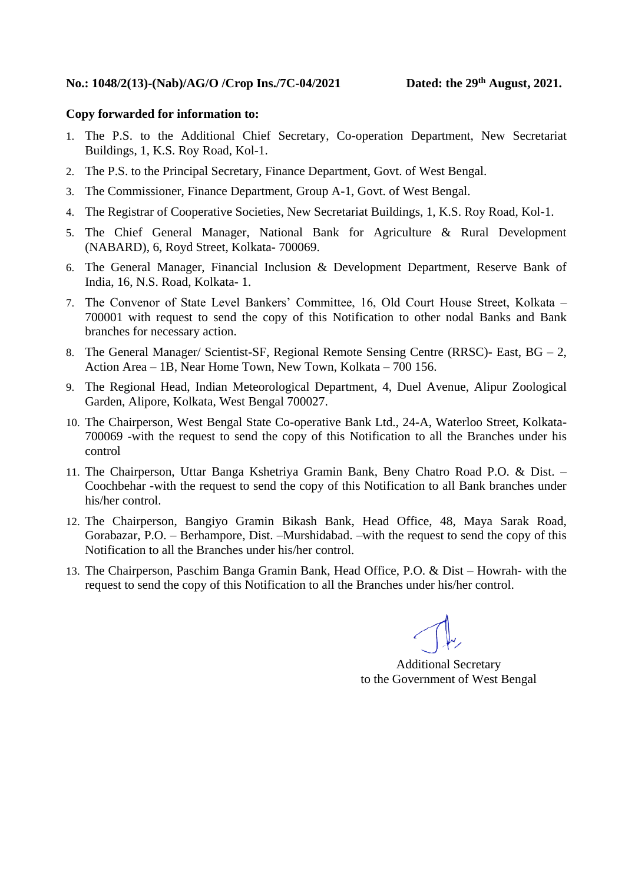**No.: 1048/2(13)-(Nab)/AG/O /Crop Ins./7C-04/2021** **Dated: the 29th August, 2021.**

**Copy forwarded for information to:**

1. The P.S. to the Additional Chief Secretary, Co-operation Department, New Secretariat Buildings, 1, K.S. Roy Road, Kol-1.
2. The P.S. to the Principal Secretary, Finance Department, Govt. of West Bengal.
3. The Commissioner, Finance Department, Group A-1, Govt. of West Bengal.
4. The Registrar of Cooperative Societies, New Secretariat Buildings, 1, K.S. Roy Road, Kol-1.
5. The Chief General Manager, National Bank for Agriculture & Rural Development (NABARD), 6, Royd Street, Kolkata- 700069.
6. The General Manager, Financial Inclusion & Development Department, Reserve Bank of India, 16, N.S. Road, Kolkata- 1.
7. The Convenor of State Level Bankers' Committee, 16, Old Court House Street, Kolkata – 700001 with request to send the copy of this Notification to other nodal Banks and Bank branches for necessary action.
8. The General Manager/ Scientist-SF, Regional Remote Sensing Centre (RRSC)- East, BG – 2, Action Area – 1B, Near Home Town, New Town, Kolkata – 700 156.
9. The Regional Head, Indian Meteorological Department, 4, Duel Avenue, Alipur Zoological Garden, Alipore, Kolkata, West Bengal 700027.
10. The Chairperson, West Bengal State Co-operative Bank Ltd., 24-A, Waterloo Street, Kolkata-700069 -with the request to send the copy of this Notification to all the Branches under his control
11. The Chairperson, Uttar Banga Kshetriya Gramin Bank, Beny Chatro Road P.O. & Dist. – Coochbehar -with the request to send the copy of this Notification to all Bank branches under his/her control.
12. The Chairperson, Bangiyo Gramin Bikash Bank, Head Office, 48, Maya Sarak Road, Gorabazar, P.O. – Berhampore, Dist. –Murshidabad. –with the request to send the copy of this Notification to all the Branches under his/her control.
13. The Chairperson, Paschim Banga Gramin Bank, Head Office, P.O. & Dist – Howrah- with the request to send the copy of this Notification to all the Branches under his/her control.

Additional Secretary
to the Government of West Bengal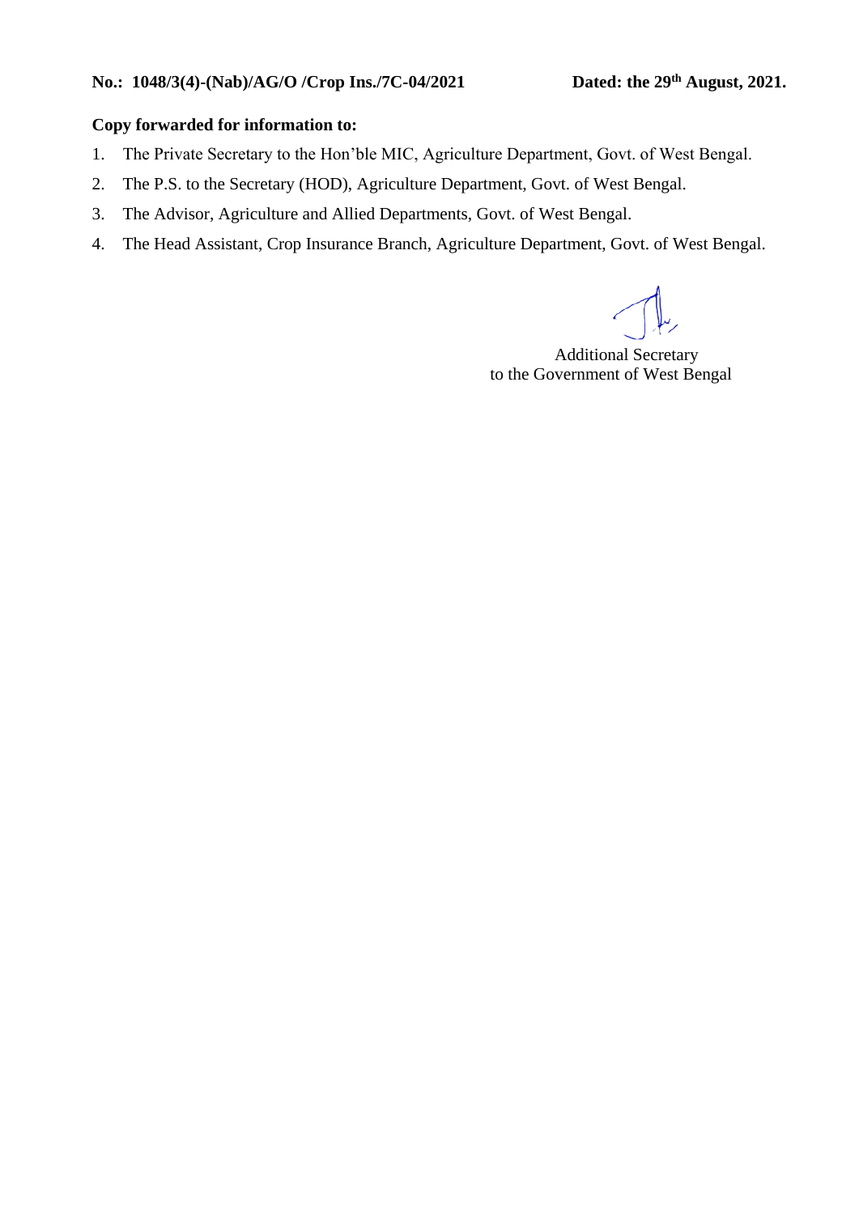**No.: 1048/3(4)-(Nab)/AG/O /Crop Ins./7C-04/2021** **Dated: the 29th August, 2021.**

**Copy forwarded for information to:**

1. The Private Secretary to the Hon'ble MIC, Agriculture Department, Govt. of West Bengal.
2. The P.S. to the Secretary (HOD), Agriculture Department, Govt. of West Bengal.
3. The Advisor, Agriculture and Allied Departments, Govt. of West Bengal.
4. The Head Assistant, Crop Insurance Branch, Agriculture Department, Govt. of West Bengal.

Additional Secretary
to the Government of West Bengal